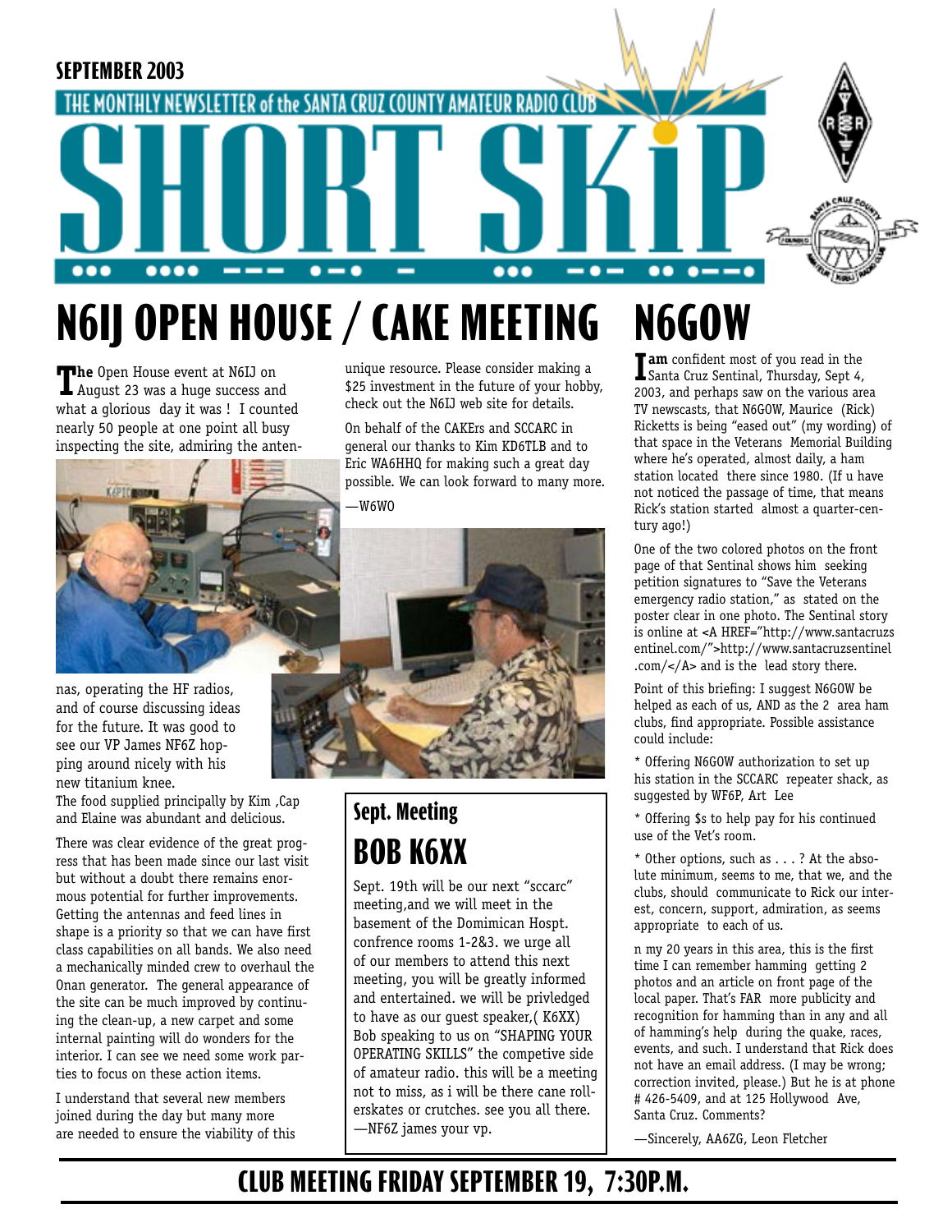SEPTEMBER 2003

THE MONTHLY NEWSLETTER of the SANTA CRUZ COUNTY AMATEUR RADIO CLUB

# SHORT SKiP

## N6IJ OPEN HOUSE / CAKE MEETING

**The** Open House event at N6IJ on August 23 was a huge success and what a glorious day it was ! I counted nearly 50 people at one point all busy inspecting the site, admiring the antennas, operating the HF radios, and of course discussing ideas for the future. It was good to see our VP James NF6Z hopping around nicely with his new titanium knee.

The food supplied principally by Kim ,Cap and Elaine was abundant and delicious.

There was clear evidence of the great progress that has been made since our last visit but without a doubt there remains enormous potential for further improvements. Getting the antennas and feed lines in shape is a priority so that we can have first class capabilities on all bands. We also need a mechanically minded crew to overhaul the Onan generator. The general appearance of the site can be much improved by continuing the clean-up, a new carpet and some internal painting will do wonders for the interior. I can see we need some work parties to focus on these action items.

I understand that several new members joined during the day but many more are needed to ensure the viability of this unique resource. Please consider making a $25 investment in the future of your hobby, check out the N6IJ web site for details.

On behalf of the CAKErs and SCCARC in general our thanks to Kim KD6TLB and to Eric WA6HHQ for making such a great day possible. We can look forward to many more.

—W6WO

### Sept. Meeting

## BOB K6XX

Sept. 19th will be our next "sccarc" meeting,and we will meet in the basement of the Domimican Hospt. confrence rooms 1-2&3. we urge all of our members to attend this next meeting, you will be greatly informed and entertained. we will be privledged to have as our guest speaker,( K6XX) Bob speaking to us on "SHAPING YOUR OPERATING SKILLS" the competive side of amateur radio. this will be a meeting not to miss, as i will be there cane rollerskates or crutches. see you all there.

—NF6Z james your vp.

## N6GOW

**I am** confident most of you read in the Santa Cruz Sentinal, Thursday, Sept 4, 2003, and perhaps saw on the various area TV newscasts, that N6GOW, Maurice (Rick) Ricketts is being "eased out" (my wording) of that space in the Veterans Memorial Building where he's operated, almost daily, a ham station located there since 1980. (If u have not noticed the passage of time, that means Rick's station started almost a quarter-century ago!)

One of the two colored photos on the front page of that Sentinal shows him seeking petition signatures to "Save the Veterans emergency radio station," as stated on the poster clear in one photo. The Sentinal story is online at <A HREF="http://www.santacruzsentinel.com/">http://www.santacruzsentinel.com/</A> and is the lead story there.

Point of this briefing: I suggest N6GOW be helped as each of us, AND as the 2 area ham clubs, find appropriate. Possible assistance could include:

* Offering N6GOW authorization to set up his station in the SCCARC repeater shack, as suggested by WF6P, Art Lee

* Offering $s to help pay for his continued use of the Vet's room.

* Other options, such as . . . ? At the absolute minimum, seems to me, that we, and the clubs, should communicate to Rick our interest, concern, support, admiration, as seems appropriate to each of us.

n my 20 years in this area, this is the first time I can remember hamming getting 2 photos and an article on front page of the local paper. That's FAR more publicity and recognition for hamming than in any and all of hamming's help during the quake, races, events, and such. I understand that Rick does not have an email address. (I may be wrong; correction invited, please.) But he is at phone # 426-5409, and at 125 Hollywood Ave, Santa Cruz. Comments?

—Sincerely, AA6ZG, Leon Fletcher

**CLUB MEETING FRIDAY SEPTEMBER 19, 7:30P.M.**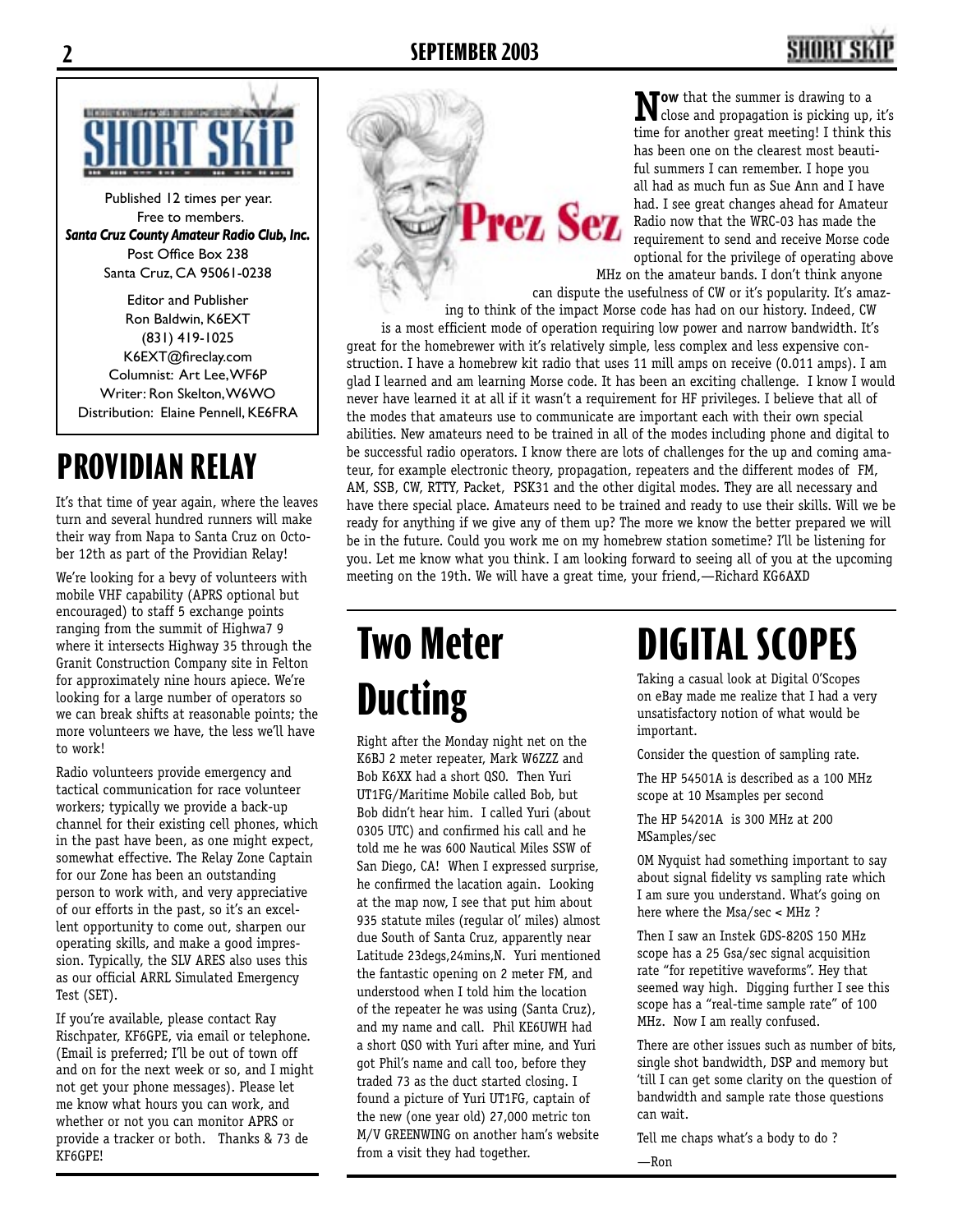# SHORT SKiP

Published 12 times per year.
Free to members.
***Santa Cruz County Amateur Radio Club, Inc.***
Post Office Box 238
Santa Cruz, CA 95061-0238

Editor and Publisher
Ron Baldwin, K6EXT
(831) 419-1025
K6EXT@fireclay.com
Columnist: Art Lee, WF6P
Writer: Ron Skelton, W6WO
Distribution: Elaine Pennell, KE6FRA

# Prez Sez

**Now** that the summer is drawing to a close and propagation is picking up, it's time for another great meeting! I think this has been one on the clearest most beautiful summers I can remember. I hope you all had as much fun as Sue Ann and I have had. I see great changes ahead for Amateur Radio now that the WRC-03 has made the requirement to send and receive Morse code optional for the privilege of operating above MHz on the amateur bands. I don't think anyone can dispute the usefulness of CW or it's popularity. It's amazing to think of the impact Morse code has had on our history. Indeed, CW is a most efficient mode of operation requiring low power and narrow bandwidth. It's great for the homebrewer with it's relatively simple, less complex and less expensive construction. I have a homebrew kit radio that uses 11 mill amps on receive (0.011 amps). I am glad I learned and am learning Morse code. It has been an exciting challenge. I know I would never have learned it at all if it wasn't a requirement for HF privileges. I believe that all of the modes that amateurs use to communicate are important each with their own special abilities. New amateurs need to be trained in all of the modes including phone and digital to be successful radio operators. I know there are lots of challenges for the up and coming amateur, for example electronic theory, propagation, repeaters and the different modes of FM, AM, SSB, CW, RTTY, Packet, PSK31 and the other digital modes. They are all necessary and have there special place. Amateurs need to be trained and ready to use their skills. Will we be ready for anything if we give any of them up? The more we know the better prepared we will be in the future. Could you work me on my homebrew station sometime? I'll be listening for you. Let me know what you think. I am looking forward to seeing all of you at the upcoming meeting on the 19th. We will have a great time, your friend,—Richard KG6AXD

# PROVIDIAN RELAY

It's that time of year again, where the leaves turn and several hundred runners will make their way from Napa to Santa Cruz on October 12th as part of the Providian Relay!

We're looking for a bevy of volunteers with mobile VHF capability (APRS optional but encouraged) to staff 5 exchange points ranging from the summit of Highwa7 9 where it intersects Highway 35 through the Granit Construction Company site in Felton for approximately nine hours apiece. We're looking for a large number of operators so we can break shifts at reasonable points; the more volunteers we have, the less we'll have to work!

Radio volunteers provide emergency and tactical communication for race volunteer workers; typically we provide a back-up channel for their existing cell phones, which in the past have been, as one might expect, somewhat effective. The Relay Zone Captain for our Zone has been an outstanding person to work with, and very appreciative of our efforts in the past, so it's an excellent opportunity to come out, sharpen our operating skills, and make a good impression. Typically, the SLV ARES also uses this as our official ARRL Simulated Emergency Test (SET).

If you're available, please contact Ray Rischpater, KF6GPE, via email or telephone. (Email is preferred; I'll be out of town off and on for the next week or so, and I might not get your phone messages). Please let me know what hours you can work, and whether or not you can monitor APRS or provide a tracker or both. Thanks & 73 de KF6GPE!

# Two Meter Ducting

Right after the Monday night net on the K6BJ 2 meter repeater, Mark W6ZZZ and Bob K6XX had a short QSO. Then Yuri UT1FG/Maritime Mobile called Bob, but Bob didn't hear him. I called Yuri (about 0305 UTC) and confirmed his call and he told me he was 600 Nautical Miles SSW of San Diego, CA! When I expressed surprise, he confirmed the lacation again. Looking at the map now, I see that put him about 935 statute miles (regular ol' miles) almost due South of Santa Cruz, apparently near Latitude 23degs,24mins,N. Yuri mentioned the fantastic opening on 2 meter FM, and understood when I told him the location of the repeater he was using (Santa Cruz), and my name and call. Phil KE6UWH had a short QSO with Yuri after mine, and Yuri got Phil's name and call too, before they traded 73 as the duct started closing. I found a picture of Yuri UT1FG, captain of the new (one year old) 27,000 metric ton M/V GREENWING on another ham's website from a visit they had together.

# DIGITAL SCOPES

Taking a casual look at Digital O'Scopes on eBay made me realize that I had a very unsatisfactory notion of what would be important.

Consider the question of sampling rate.

The HP 54501A is described as a 100 MHz scope at 10 Msamples per second

The HP 54201A is 300 MHz at 200 MSamples/sec

OM Nyquist had something important to say about signal fidelity vs sampling rate which I am sure you understand. What's going on here where the Msa/sec < MHz ?

Then I saw an Instek GDS-820S 150 MHz scope has a 25 Gsa/sec signal acquisition rate "for repetitive waveforms". Hey that seemed way high. Digging further I see this scope has a "real-time sample rate" of 100 MHz. Now I am really confused.

There are other issues such as number of bits, single shot bandwidth, DSP and memory but 'till I can get some clarity on the question of bandwidth and sample rate those questions can wait.

Tell me chaps what's a body to do ?

—Ron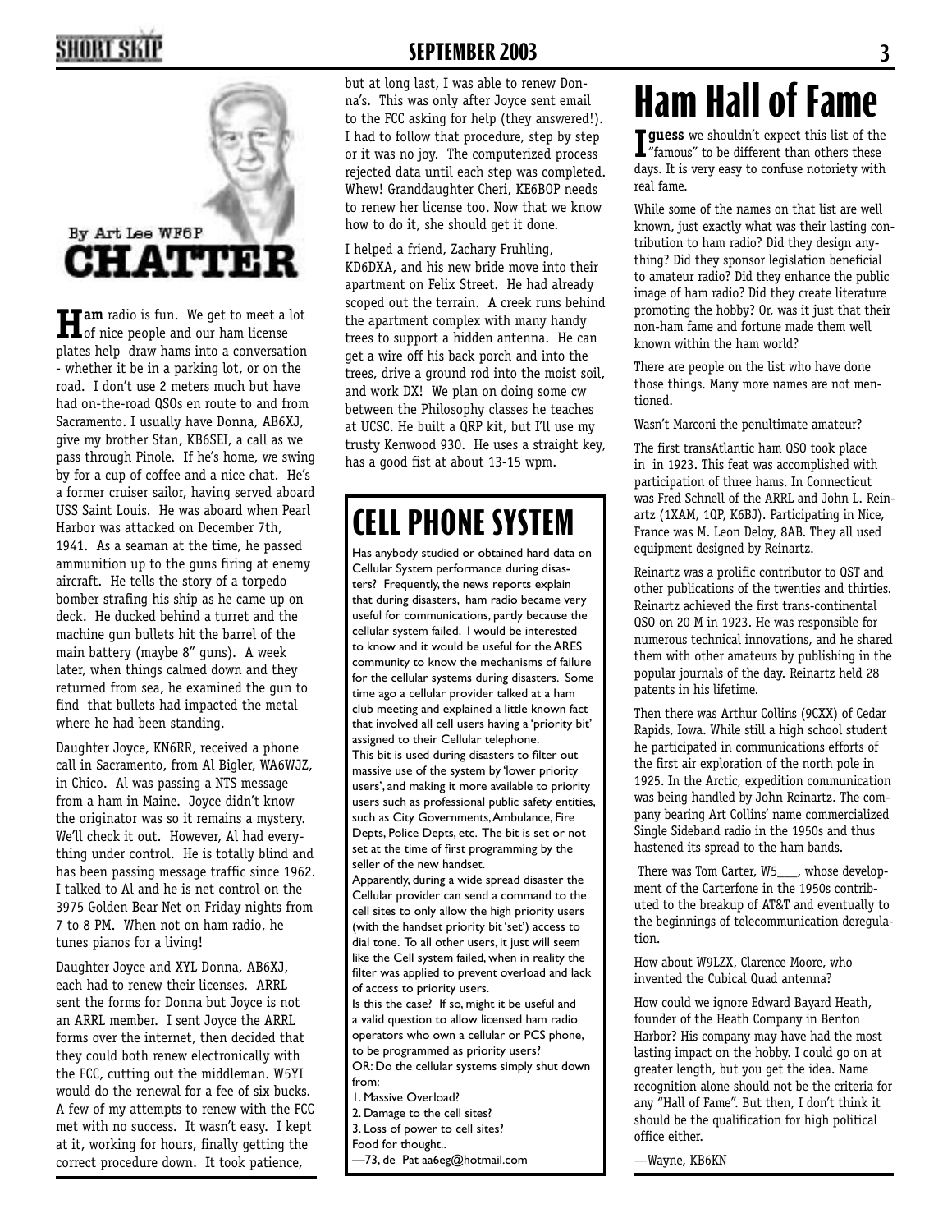# CHATTER

By Art Lee WF6P

**Ham** radio is fun. We get to meet a lot of nice people and our ham license plates help draw hams into a conversation - whether it be in a parking lot, or on the road. I don't use 2 meters much but have had on-the-road QSOs en route to and from Sacramento. I usually have Donna, AB6XJ, give my brother Stan, KB6SEI, a call as we pass through Pinole. If he's home, we swing by for a cup of coffee and a nice chat. He's a former cruiser sailor, having served aboard USS Saint Louis. He was aboard when Pearl Harbor was attacked on December 7th, 1941. As a seaman at the time, he passed ammunition up to the guns firing at enemy aircraft. He tells the story of a torpedo bomber strafing his ship as he came up on deck. He ducked behind a turret and the machine gun bullets hit the barrel of the main battery (maybe 8" guns). A week later, when things calmed down and they returned from sea, he examined the gun to find that bullets had impacted the metal where he had been standing.

Daughter Joyce, KN6RR, received a phone call in Sacramento, from Al Bigler, WA6WJZ, in Chico. Al was passing a NTS message from a ham in Maine. Joyce didn't know the originator was so it remains a mystery. We'll check it out. However, Al had everything under control. He is totally blind and has been passing message traffic since 1962. I talked to Al and he is net control on the 3975 Golden Bear Net on Friday nights from 7 to 8 PM. When not on ham radio, he tunes pianos for a living!

Daughter Joyce and XYL Donna, AB6XJ, each had to renew their licenses. ARRL sent the forms for Donna but Joyce is not an ARRL member. I sent Joyce the ARRL forms over the internet, then decided that they could both renew electronically with the FCC, cutting out the middleman. W5YI would do the renewal for a fee of six bucks. A few of my attempts to renew with the FCC met with no success. It wasn't easy. I kept at it, working for hours, finally getting the correct procedure down. It took patience, but at long last, I was able to renew Donna's. This was only after Joyce sent email to the FCC asking for help (they answered!). I had to follow that procedure, step by step or it was no joy. The computerized process rejected data until each step was completed. Whew! Granddaughter Cheri, KE6BOP needs to renew her license too. Now that we know how to do it, she should get it done.

I helped a friend, Zachary Fruhling, KD6DXA, and his new bride move into their apartment on Felix Street. He had already scoped out the terrain. A creek runs behind the apartment complex with many handy trees to support a hidden antenna. He can get a wire off his back porch and into the trees, drive a ground rod into the moist soil, and work DX! We plan on doing some cw between the Philosophy classes he teaches at UCSC. He built a QRP kit, but I'll use my trusty Kenwood 930. He uses a straight key, has a good fist at about 13-15 wpm.

# CELL PHONE SYSTEM

Has anybody studied or obtained hard data on Cellular System performance during disasters? Frequently, the news reports explain that during disasters, ham radio became very useful for communications, partly because the cellular system failed. I would be interested to know and it would be useful for the ARES community to know the mechanisms of failure for the cellular systems during disasters. Some time ago a cellular provider talked at a ham club meeting and explained a little known fact that involved all cell users having a 'priority bit' assigned to their Cellular telephone.

This bit is used during disasters to filter out massive use of the system by 'lower priority users', and making it more available to priority users such as professional public safety entities, such as City Governments, Ambulance, Fire Depts, Police Depts, etc. The bit is set or not set at the time of first programming by the seller of the new handset.

Apparently, during a wide spread disaster the Cellular provider can send a command to the cell sites to only allow the high priority users (with the handset priority bit 'set') access to dial tone. To all other users, it just will seem like the Cell system failed, when in reality the filter was applied to prevent overload and lack of access to priority users.

Is this the case? If so, might it be useful and a valid question to allow licensed ham radio operators who own a cellular or PCS phone, to be programmed as priority users?

OR: Do the cellular systems simply shut down from:

1. Massive Overload?
2. Damage to the cell sites?
3. Loss of power to cell sites?

Food for thought..

—73, de Pat aa6eg@hotmail.com

# Ham Hall of Fame

**I guess** we shouldn't expect this list of the "famous" to be different than others these days. It is very easy to confuse notoriety with real fame.

While some of the names on that list are well known, just exactly what was their lasting contribution to ham radio? Did they design anything? Did they sponsor legislation beneficial to amateur radio? Did they enhance the public image of ham radio? Did they create literature promoting the hobby? Or, was it just that their non-ham fame and fortune made them well known within the ham world?

There are people on the list who have done those things. Many more names are not mentioned.

Wasn't Marconi the penultimate amateur?

The first transAtlantic ham QSO took place in in 1923. This feat was accomplished with participation of three hams. In Connecticut was Fred Schnell of the ARRL and John L. Reinartz (1XAM, 1QP, K6BJ). Participating in Nice, France was M. Leon Deloy, 8AB. They all used equipment designed by Reinartz.

Reinartz was a prolific contributor to QST and other publications of the twenties and thirties. Reinartz achieved the first trans-continental QSO on 20 M in 1923. He was responsible for numerous technical innovations, and he shared them with other amateurs by publishing in the popular journals of the day. Reinartz held 28 patents in his lifetime.

Then there was Arthur Collins (9CXX) of Cedar Rapids, Iowa. While still a high school student he participated in communications efforts of the first air exploration of the north pole in 1925. In the Arctic, expedition communication was being handled by John Reinartz. The company bearing Art Collins' name commercialized Single Sideband radio in the 1950s and thus hastened its spread to the ham bands.

There was Tom Carter, W5___, whose development of the Carterfone in the 1950s contributed to the breakup of AT&T and eventually to the beginnings of telecommunication deregulation.

How about W9LZX, Clarence Moore, who invented the Cubical Quad antenna?

How could we ignore Edward Bayard Heath, founder of the Heath Company in Benton Harbor? His company may have had the most lasting impact on the hobby. I could go on at greater length, but you get the idea. Name recognition alone should not be the criteria for any "Hall of Fame". But then, I don't think it should be the qualification for high political office either.

—Wayne, KB6KN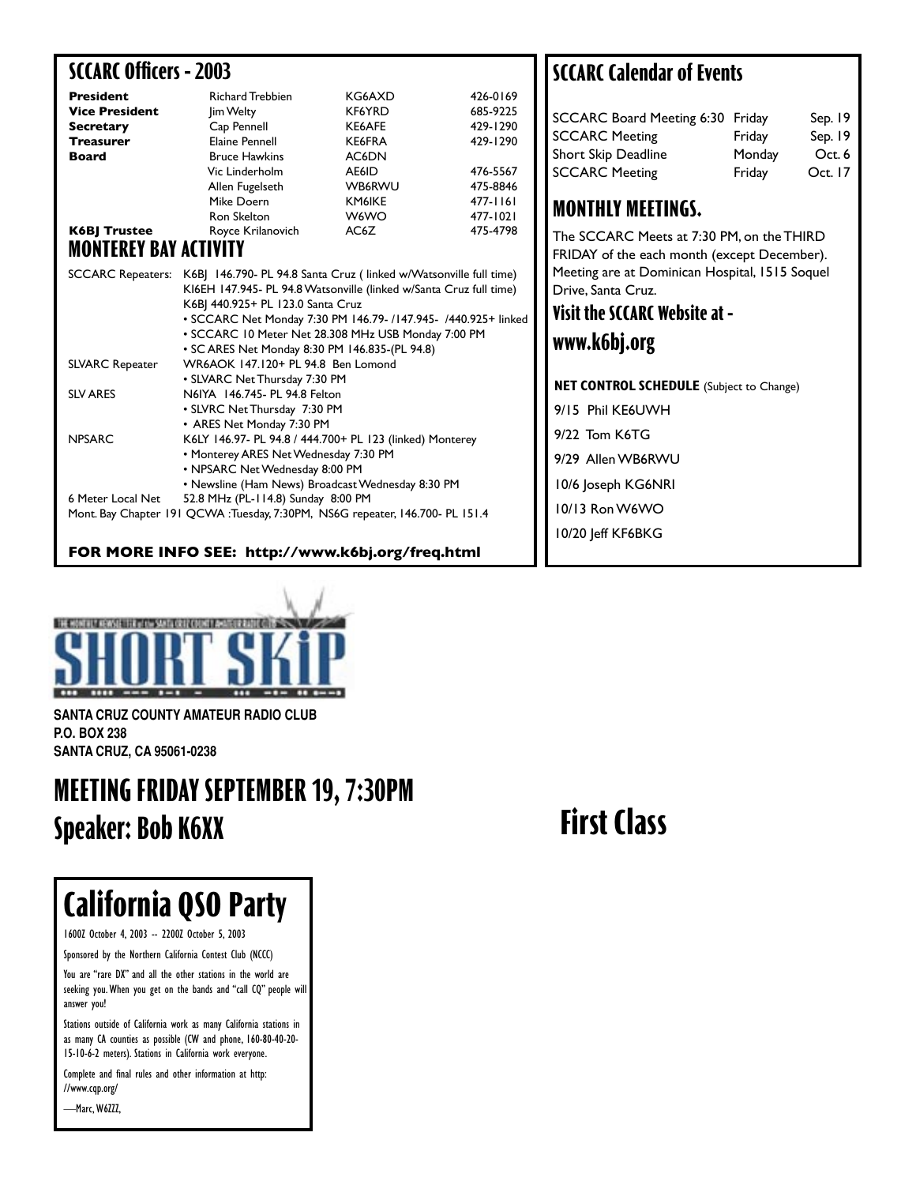## SCCARC Officers - 2003

| | | | |
|---|---|---|---|
| **President** | Richard Trebbien | KG6AXD | 426-0169 |
| **Vice President** | Jim Welty | KF6YRD | 685-9225 |
| **Secretary** | Cap Pennell | KE6AFE | 429-1290 |
| **Treasurer** | Elaine Pennell | KE6FRA | 429-1290 |
| **Board** | Bruce Hawkins | AC6DN | |
| | Vic Linderholm | AE6ID | 476-5567 |
| | Allen Fugelseth | WB6RWU | 475-8846 |
| | Mike Doern | KM6IKE | 477-1161 |
| | Ron Skelton | W6WO | 477-1021 |
| **K6BJ Trustee** | Royce Krilanovich | AC6Z | 475-4798 |

## MONTEREY BAY ACTIVITY

SCCARC Repeaters: K6BJ 146.790- PL 94.8 Santa Cruz ( linked w/Watsonville full time)
KI6EH 147.945- PL 94.8 Watsonville (linked w/Santa Cruz full time)
K6BJ 440.925+ PL 123.0 Santa Cruz
- SCCARC Net Monday 7:30 PM 146.79- /147.945- /440.925+ linked
- SCCARC 10 Meter Net 28.308 MHz USB Monday 7:00 PM
- SC ARES Net Monday 8:30 PM 146.835-(PL 94.8)

SLVARC Repeater: WR6AOK 147.120+ PL 94.8 Ben Lomond
- SLVARC Net Thursday 7:30 PM

SLV ARES: N6IYA 146.745- PL 94.8 Felton
- SLVRC Net Thursday 7:30 PM
- ARES Net Monday 7:30 PM

NPSARC: K6LY 146.97- PL 94.8 / 444.700+ PL 123 (linked) Monterey
- Monterey ARES Net Wednesday 7:30 PM
- NPSARC Net Wednesday 8:00 PM
- Newsline (Ham News) Broadcast Wednesday 8:30 PM

6 Meter Local Net: 52.8 MHz (PL-114.8) Sunday 8:00 PM

Mont. Bay Chapter 191 QCWA :Tuesday, 7:30PM, NS6G repeater, 146.700- PL 151.4

**FOR MORE INFO SEE: http://www.k6bj.org/freq.html**

## SCCARC Calendar of Events

| | | |
|---|---|---|
| SCCARC Board Meeting 6:30 | Friday | Sep. 19 |
| SCCARC Meeting | Friday | Sep. 19 |
| Short Skip Deadline | Monday | Oct. 6 |
| SCCARC Meeting | Friday | Oct. 17 |

## MONTHLY MEETINGS.

The SCCARC Meets at 7:30 PM, on the THIRD FRIDAY of the each month (except December). Meeting are at Dominican Hospital, 1515 Soquel Drive, Santa Cruz.

## Visit the SCCARC Website at - www.k6bj.org

**NET CONTROL SCHEDULE** (Subject to Change)

9/15 Phil KE6UWH

9/22 Tom K6TG

9/29 Allen WB6RWU

10/6 Joseph KG6NRI

10/13 Ron W6WO

10/20 Jeff KF6BKG

THE MONTHLY NEWSLETTER of the SANTA CRUZ COUNTY AMATEUR RADIO CLUB

SHORT SKIP

**SANTA CRUZ COUNTY AMATEUR RADIO CLUB**
**P.O. BOX 238**
**SANTA CRUZ, CA 95061-0238**

## MEETING FRIDAY SEPTEMBER 19, 7:30PM
## Speaker: Bob K6XX

## First Class

# California QSO Party

1600Z October 4, 2003 -- 2200Z October 5, 2003

Sponsored by the Northern California Contest Club (NCCC)

You are "rare DX" and all the other stations in the world are seeking you. When you get on the bands and "call CQ" people will answer you!

Stations outside of California work as many California stations in as many CA counties as possible (CW and phone, 160-80-40-20-15-10-6-2 meters). Stations in California work everyone.

Complete and final rules and other information at http://www.cqp.org/

—Marc, W6ZZZ,